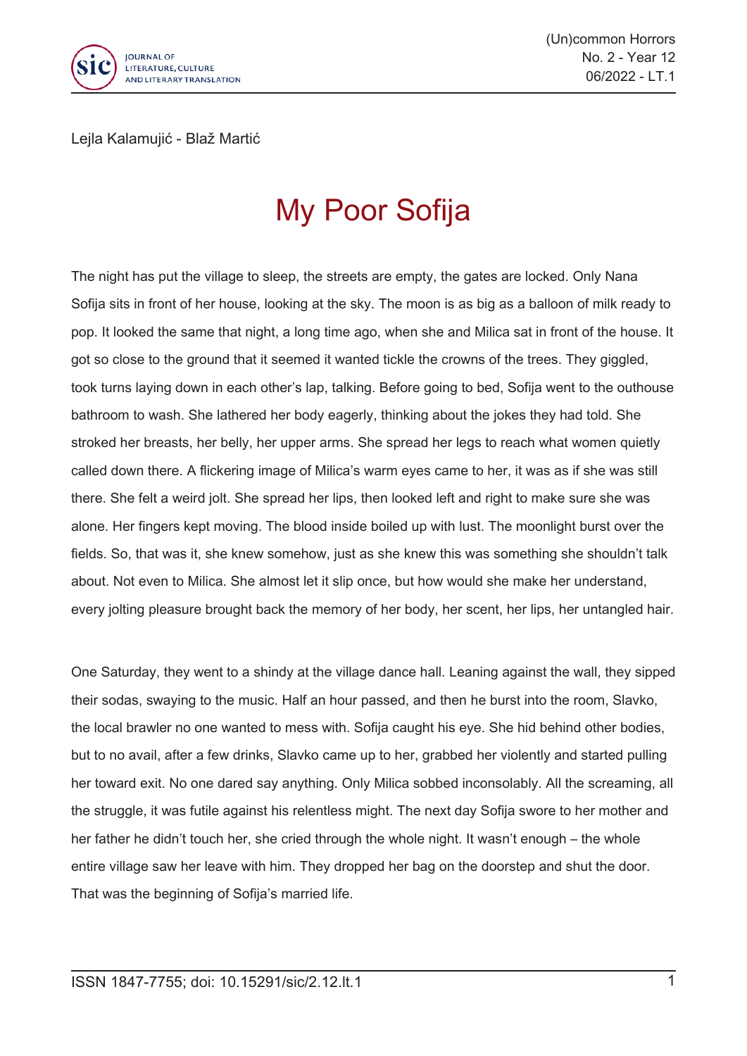Lejla Kalamujić - Blaž Martić

# My Poor Sofija

The night has put the village to sleep, the streets are empty, the gates are locked. Only Nana Sofija sits in front of her house, looking at the sky. The moon is as big as a balloon of milk ready to pop. It looked the same that night, a long time ago, when she and Milica sat in front of the house. It got so close to the ground that it seemed it wanted tickle the crowns of the trees. They giggled, took turns laying down in each other's lap, talking. Before going to bed, Sofija went to the outhouse bathroom to wash. She lathered her body eagerly, thinking about the jokes they had told. She stroked her breasts, her belly, her upper arms. She spread her legs to reach what women quietly called down there. A flickering image of Milica's warm eyes came to her, it was as if she was still there. She felt a weird jolt. She spread her lips, then looked left and right to make sure she was alone. Her fingers kept moving. The blood inside boiled up with lust. The moonlight burst over the fields. So, that was it, she knew somehow, just as she knew this was something she shouldn't talk about. Not even to Milica. She almost let it slip once, but how would she make her understand, every jolting pleasure brought back the memory of her body, her scent, her lips, her untangled hair.

One Saturday, they went to a shindy at the village dance hall. Leaning against the wall, they sipped their sodas, swaying to the music. Half an hour passed, and then he burst into the room, Slavko, the local brawler no one wanted to mess with. Sofija caught his eye. She hid behind other bodies, but to no avail, after a few drinks, Slavko came up to her, grabbed her violently and started pulling her toward exit. No one dared say anything. Only Milica sobbed inconsolably. All the screaming, all the struggle, it was futile against his relentless might. The next day Sofija swore to her mother and her father he didn't touch her, she cried through the whole night. It wasn't enough – the whole entire village saw her leave with him. They dropped her bag on the doorstep and shut the door. That was the beginning of Sofija's married life.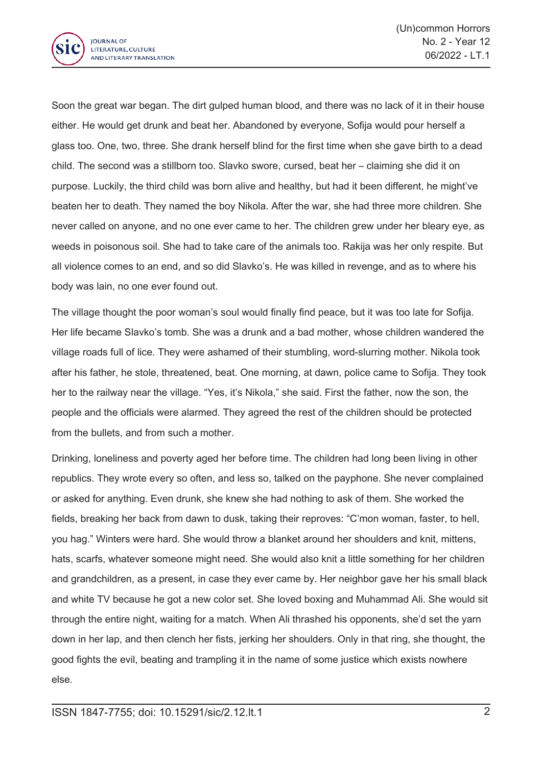Soon the great war began. The dirt gulped human blood, and there was no lack of it in their house either. He would get drunk and beat her. Abandoned by everyone, Sofija would pour herself a glass too. One, two, three. She drank herself blind for the first time when she gave birth to a dead child. The second was a stillborn too. Slavko swore, cursed, beat her – claiming she did it on purpose. Luckily, the third child was born alive and healthy, but had it been different, he might've beaten her to death. They named the boy Nikola. After the war, she had three more children. She never called on anyone, and no one ever came to her. The children grew under her bleary eye, as weeds in poisonous soil. She had to take care of the animals too. Rakija was her only respite. But all violence comes to an end, and so did Slavko's. He was killed in revenge, and as to where his body was lain, no one ever found out.

The village thought the poor woman's soul would finally find peace, but it was too late for Sofija. Her life became Slavko's tomb. She was a drunk and a bad mother, whose children wandered the village roads full of lice. They were ashamed of their stumbling, word-slurring mother. Nikola took after his father, he stole, threatened, beat. One morning, at dawn, police came to Sofija. They took her to the railway near the village. "Yes, it's Nikola," she said. First the father, now the son, the people and the officials were alarmed. They agreed the rest of the children should be protected from the bullets, and from such a mother.

Drinking, loneliness and poverty aged her before time. The children had long been living in other republics. They wrote every so often, and less so, talked on the payphone. She never complained or asked for anything. Even drunk, she knew she had nothing to ask of them. She worked the fields, breaking her back from dawn to dusk, taking their reproves: "C'mon woman, faster, to hell, you hag." Winters were hard. She would throw a blanket around her shoulders and knit, mittens, hats, scarfs, whatever someone might need. She would also knit a little something for her children and grandchildren, as a present, in case they ever came by. Her neighbor gave her his small black and white TV because he got a new color set. She loved boxing and Muhammad Ali. She would sit through the entire night, waiting for a match. When Ali thrashed his opponents, she'd set the yarn down in her lap, and then clench her fists, jerking her shoulders. Only in that ring, she thought, the good fights the evil, beating and trampling it in the name of some justice which exists nowhere else.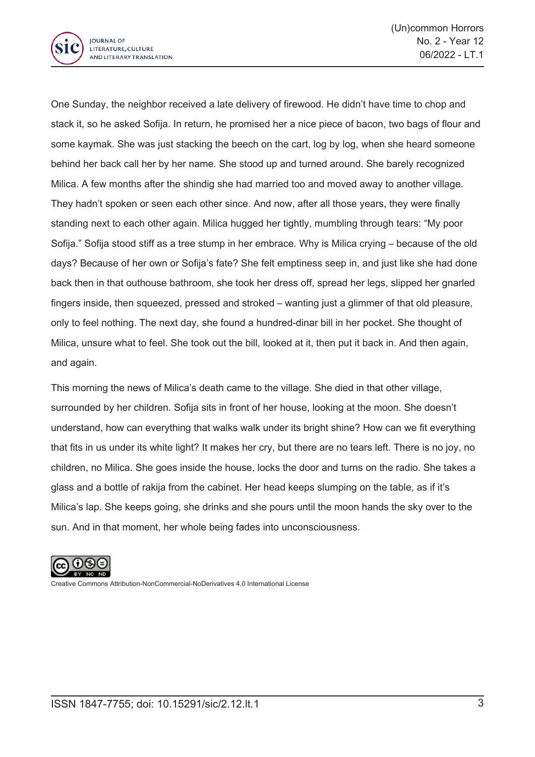One Sunday, the neighbor received a late delivery of firewood. He didn't have time to chop and stack it, so he asked Sofija. In return, he promised her a nice piece of bacon, two bags of flour and some kaymak. She was just stacking the beech on the cart, log by log, when she heard someone behind her back call her by her name. She stood up and turned around. She barely recognized Milica. A few months after the shindig she had married too and moved away to another village. They hadn't spoken or seen each other since. And now, after all those years, they were finally standing next to each other again. Milica hugged her tightly, mumbling through tears: "My poor Sofija." Sofija stood stiff as a tree stump in her embrace. Why is Milica crying – because of the old days? Because of her own or Sofija's fate? She felt emptiness seep in, and just like she had done back then in that outhouse bathroom, she took her dress off, spread her legs, slipped her gnarled fingers inside, then squeezed, pressed and stroked – wanting just a glimmer of that old pleasure, only to feel nothing. The next day, she found a hundred-dinar bill in her pocket. She thought of Milica, unsure what to feel. She took out the bill, looked at it, then put it back in. And then again, and again.

This morning the news of Milica's death came to the village. She died in that other village, surrounded by her children. Sofija sits in front of her house, looking at the moon. She doesn't understand, how can everything that walks walk under its bright shine? How can we fit everything that fits in us under its white light? It makes her cry, but there are no tears left. There is no joy, no children, no Milica. She goes inside the house, locks the door and turns on the radio. She takes a glass and a bottle of rakija from the cabinet. Her head keeps slumping on the table, as if it's Milica's lap. She keeps going, she drinks and she pours until the moon hands the sky over to the sun. And in that moment, her whole being fades into unconsciousness.

Creative Commons Attribution-NonCommercial-NoDerivatives 4.0 International License